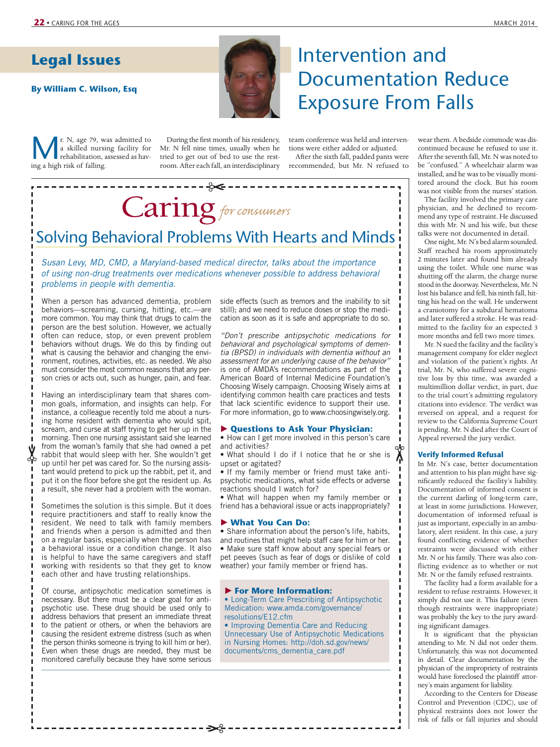## Legal Issues

**By William C. Wilson, Esq**

# Intervention and Documentation Reduce Exposure From Falls

Mr. N, age 79, was admitted to a skilled nursing facility for rehabilitation, assessed as having a high risk of falling.

During the first month of his residency, Mr. N fell nine times, usually when he tried to get out of bed to use the restroom. After each fall, an interdisciplinary team conference was held and interventions were either added or adjusted.

After the sixth fall, padded pants were recommended, but Mr. N refused to wear them. A bedside commode was discontinued because he refused to use it. After the seventh fall, Mr. N was noted to be "confused." A wheelchair alarm was installed, and he was to be visually monitored around the clock. But his room was not visible from the nurses' station.

The facility involved the primary care physician, and he declined to recommend any type of restraint. He discussed this with Mr. N and his wife, but these talks were not documented in detail.

One night, Mr. N's bed alarm sounded. Staff reached his room approximately 2 minutes later and found him already using the toilet. While one nurse was shutting off the alarm, the charge nurse stood in the doorway. Nevertheless, Mr. N lost his balance and fell, his ninth fall, hitting his head on the wall. He underwent a craniotomy for a subdural hematoma and later suffered a stroke. He was readmitted to the facility for an expected 3 more months and fell two more times.

Mr. N sued the facility and the facility's management company for elder neglect and violation of the patient's rights. At trial, Mr. N, who suffered severe cognitive loss by this time, was awarded a multimillion dollar verdict, in part, due to the trial court's admitting regulatory citations into evidence. The verdict was reversed on appeal, and a request for review to the California Supreme Court is pending. Mr. N died after the Court of Appeal reversed the jury verdict.

### Verify Informed Refusal

In Mr. N's case, better documentation and attention to his plan might have significantly reduced the facility's liability. Documentation of informed consent is the current darling of long-term care, at least in some jurisdictions. However, documentation of informed refusal is just as important, especially in an ambulatory, alert resident. In this case, a jury found conflicting evidence of whether restraints were discussed with either Mr. N or his family. There was also conflicting evidence as to whether or not Mr. N or the family refused restraints.

The facility had a form available for a resident to refuse restraints. However, it simply did not use it. This failure (even though restraints were inappropriate) was probably the key to the jury awarding significant damages.

It is significant that the physician attending to Mr. N did not order them. Unfortunately, this was not documented in detail. Clear documentation by the physician of the impropriety of restraints would have foreclosed the plaintiff attorney's main argument for liability.

According to the Centers for Disease Control and Prevention (CDC), use of physical restraints does not lower the risk of falls or fall injuries and should

---

# Caring *for consumers*

## Solving Behavioral Problems With Hearts and Minds

*Susan Levy, MD, CMD, a Maryland-based medical director, talks about the importance of using non-drug treatments over medications whenever possible to address behavioral problems in people with dementia.*

When a person has advanced dementia, problem behaviors—screaming, cursing, hitting, etc.—are more common. You may think that drugs to calm the person are the best solution. However, we actually often can reduce, stop, or even prevent problem behaviors without drugs. We do this by finding out what is causing the behavior and changing the environment, routines, activities, etc. as needed. We also must consider the most common reasons that any person cries or acts out, such as hunger, pain, and fear.

Having an interdisciplinary team that shares common goals, information, and insights can help. For instance, a colleague recently told me about a nursing home resident with dementia who would spit, scream, and curse at staff trying to get her up in the morning. Then one nursing assistant said she learned from the woman's family that she had owned a pet rabbit that would sleep with her. She wouldn't get up until her pet was cared for. So the nursing assistant would pretend to pick up the rabbit, pet it, and put it on the floor before she got the resident up. As a result, she never had a problem with the woman.

Sometimes the solution is this simple. But it does require practitioners and staff to really know the resident. We need to talk with family members and friends when a person is admitted and then on a regular basis, especially when the person has a behavioral issue or a condition change. It also is helpful to have the same caregivers and staff working with residents so that they get to know each other and have trusting relationships.

Of course, antipsychotic medication sometimes is necessary. But there must be a clear goal for antipsychotic use. These drug should be used only to address behaviors that present an immediate threat to the patient or others, or when the behaviors are causing the resident extreme distress (such as when the person thinks someone is trying to kill him or her). Even when these drugs are needed, they must be monitored carefully because they have some serious side effects (such as tremors and the inability to sit still); and we need to reduce doses or stop the medication as soon as it is safe and appropriate to do so.

*"Don't prescribe antipsychotic medications for behavioral and psychological symptoms of dementia (BPSD) in individuals with dementia without an assessment for an underlying cause of the behavior"* is one of AMDA's recommendations as part of the American Board of Internal Medicine Foundation's Choosing Wisely campaign. Choosing Wisely aims at identifying common health care practices and tests that lack scientific evidence to support their use. For more information, go to www.choosingwisely.org.

### ▶ Questions to Ask Your Physician:

- How can I get more involved in this person's care and activities?
- What should I do if I notice that he or she is upset or agitated?
- If my family member or friend must take antipsychotic medications, what side effects or adverse reactions should I watch for?
- What will happen when my family member or friend has a behavioral issue or acts inappropriately?

### ▶ What You Can Do:

- Share information about the person's life, habits, and routines that might help staff care for him or her.
- Make sure staff know about any special fears or pet peeves (such as fear of dogs or dislike of cold weather) your family member or friend has.

### ▶ For More Information:

- Long-Term Care Prescribing of Antipsychotic Medication: www.amda.com/governance/resolutions/E12.cfm
- Improving Dementia Care and Reducing Unnecessary Use of Antipsychotic Medications in Nursing Homes: http://doh.sd.gov/news/documents/cms_dementia_care.pdf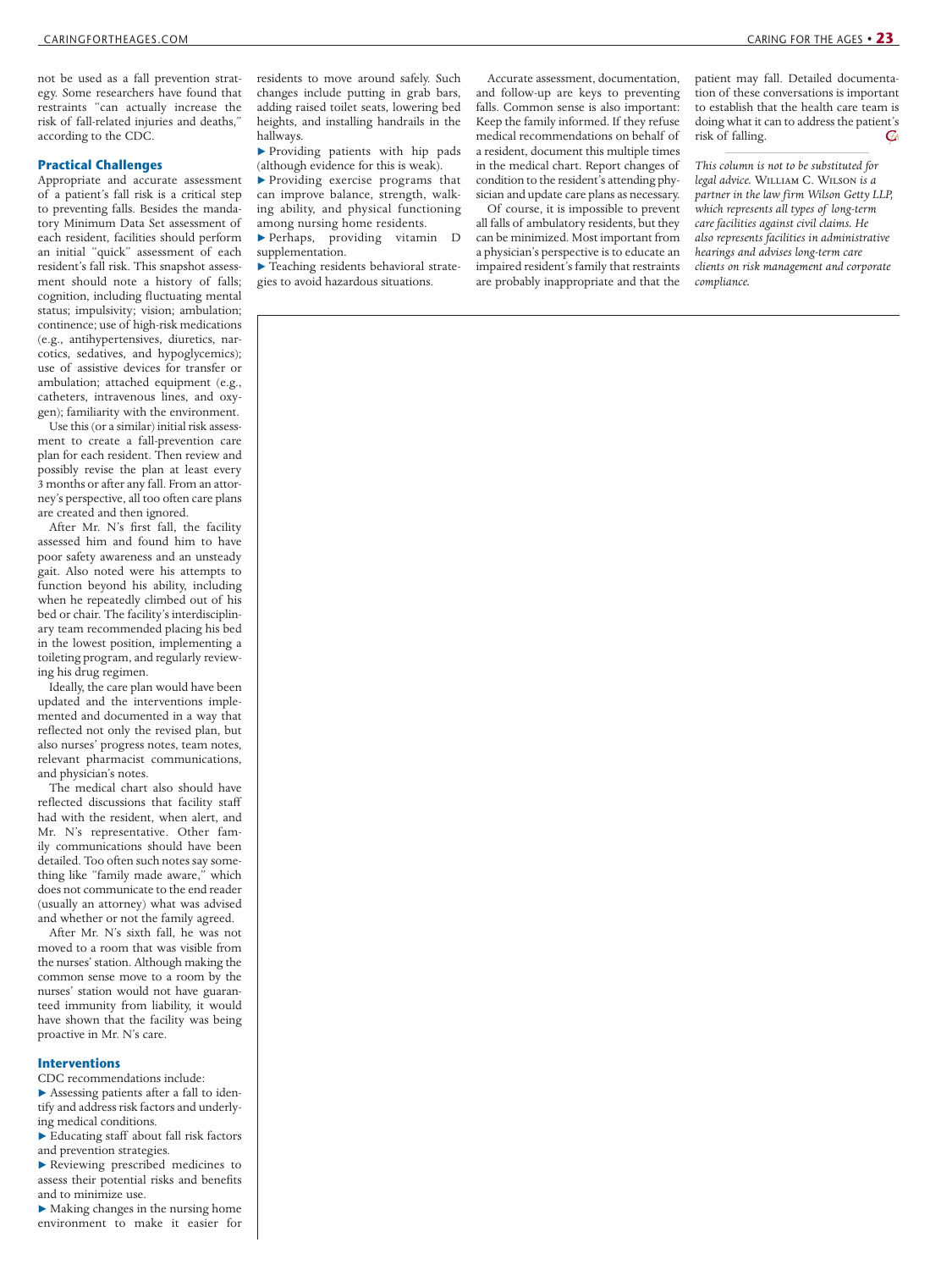not be used as a fall prevention strategy. Some researchers have found that restraints "can actually increase the risk of fall-related injuries and deaths," according to the CDC.

## Practical Challenges

Appropriate and accurate assessment of a patient's fall risk is a critical step to preventing falls. Besides the mandatory Minimum Data Set assessment of each resident, facilities should perform an initial "quick" assessment of each resident's fall risk. This snapshot assessment should note a history of falls; cognition, including fluctuating mental status; impulsivity; vision; ambulation; continence; use of high-risk medications (e.g., antihypertensives, diuretics, narcotics, sedatives, and hypoglycemics); use of assistive devices for transfer or ambulation; attached equipment (e.g., catheters, intravenous lines, and oxygen); familiarity with the environment.

Use this (or a similar) initial risk assessment to create a fall-prevention care plan for each resident. Then review and possibly revise the plan at least every 3 months or after any fall. From an attorney's perspective, all too often care plans are created and then ignored.

After Mr. N's first fall, the facility assessed him and found him to have poor safety awareness and an unsteady gait. Also noted were his attempts to function beyond his ability, including when he repeatedly climbed out of his bed or chair. The facility's interdisciplinary team recommended placing his bed in the lowest position, implementing a toileting program, and regularly reviewing his drug regimen.

Ideally, the care plan would have been updated and the interventions implemented and documented in a way that reflected not only the revised plan, but also nurses' progress notes, team notes, relevant pharmacist communications, and physician's notes.

The medical chart also should have reflected discussions that facility staff had with the resident, when alert, and Mr. N's representative. Other family communications should have been detailed. Too often such notes say something like "family made aware," which does not communicate to the end reader (usually an attorney) what was advised and whether or not the family agreed.

After Mr. N's sixth fall, he was not moved to a room that was visible from the nurses' station. Although making the common sense move to a room by the nurses' station would not have guaranteed immunity from liability, it would have shown that the facility was being proactive in Mr. N's care.

## Interventions

CDC recommendations include:

- Assessing patients after a fall to identify and address risk factors and underlying medical conditions.
- Educating staff about fall risk factors and prevention strategies.
- Reviewing prescribed medicines to assess their potential risks and benefits and to minimize use.
- Making changes in the nursing home environment to make it easier for residents to move around safely. Such changes include putting in grab bars, adding raised toilet seats, lowering bed heights, and installing handrails in the hallways.
- Providing patients with hip pads (although evidence for this is weak).
- Providing exercise programs that can improve balance, strength, walking ability, and physical functioning among nursing home residents.
- Perhaps, providing vitamin D supplementation.
- Teaching residents behavioral strategies to avoid hazardous situations.

Accurate assessment, documentation, and follow-up are keys to preventing falls. Common sense is also important: Keep the family informed. If they refuse medical recommendations on behalf of a resident, document this multiple times in the medical chart. Report changes of condition to the resident's attending physician and update care plans as necessary.

Of course, it is impossible to prevent all falls of ambulatory residents, but they can be minimized. Most important from a physician's perspective is to educate an impaired resident's family that restraints are probably inappropriate and that the patient may fall. Detailed documentation of these conversations is important to establish that the health care team is doing what it can to address the patient's risk of falling.

*This column is not to be substituted for legal advice.* William C. Wilson *is a partner in the law firm Wilson Getty LLP, which represents all types of long-term care facilities against civil claims. He also represents facilities in administrative hearings and advises long-term care clients on risk management and corporate compliance.*